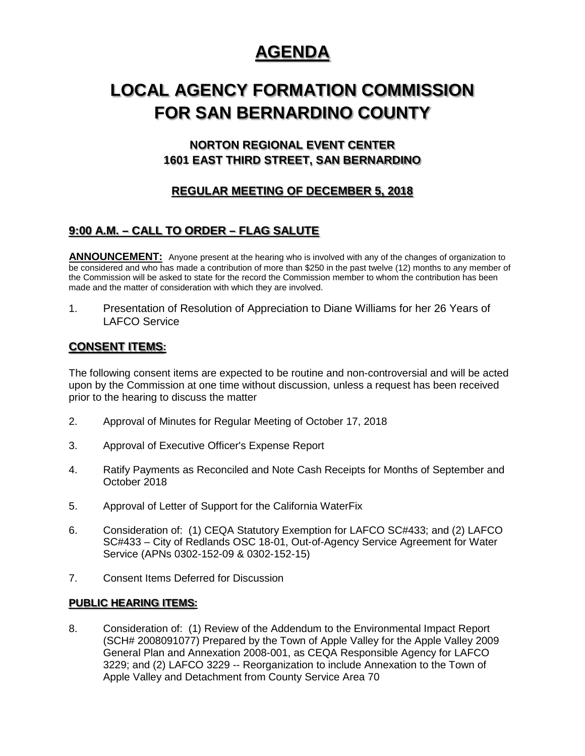# AGENDA

# LOCAL AGENCY FORMATION COMMISSION FOR SAN BERNARDINO COUNTY

### NORTON REGIONAL EVENT CENTER
### 1601 EAST THIRD STREET, SAN BERNARDINO

### REGULAR MEETING OF DECEMBER 5, 2018

## 9:00 A.M. – CALL TO ORDER – FLAG SALUTE

**ANNOUNCEMENT:** Anyone present at the hearing who is involved with any of the changes of organization to be considered and who has made a contribution of more than $250 in the past twelve (12) months to any member of the Commission will be asked to state for the record the Commission member to whom the contribution has been made and the matter of consideration with which they are involved.

1. Presentation of Resolution of Appreciation to Diane Williams for her 26 Years of LAFCO Service

## CONSENT ITEMS:

The following consent items are expected to be routine and non-controversial and will be acted upon by the Commission at one time without discussion, unless a request has been received prior to the hearing to discuss the matter

2. Approval of Minutes for Regular Meeting of October 17, 2018

3. Approval of Executive Officer's Expense Report

4. Ratify Payments as Reconciled and Note Cash Receipts for Months of September and October 2018

5. Approval of Letter of Support for the California WaterFix

6. Consideration of: (1) CEQA Statutory Exemption for LAFCO SC#433; and (2) LAFCO SC#433 – City of Redlands OSC 18-01, Out-of-Agency Service Agreement for Water Service (APNs 0302-152-09 & 0302-152-15)

7. Consent Items Deferred for Discussion

## PUBLIC HEARING ITEMS:

8. Consideration of: (1) Review of the Addendum to the Environmental Impact Report (SCH# 2008091077) Prepared by the Town of Apple Valley for the Apple Valley 2009 General Plan and Annexation 2008-001, as CEQA Responsible Agency for LAFCO 3229; and (2) LAFCO 3229 -- Reorganization to include Annexation to the Town of Apple Valley and Detachment from County Service Area 70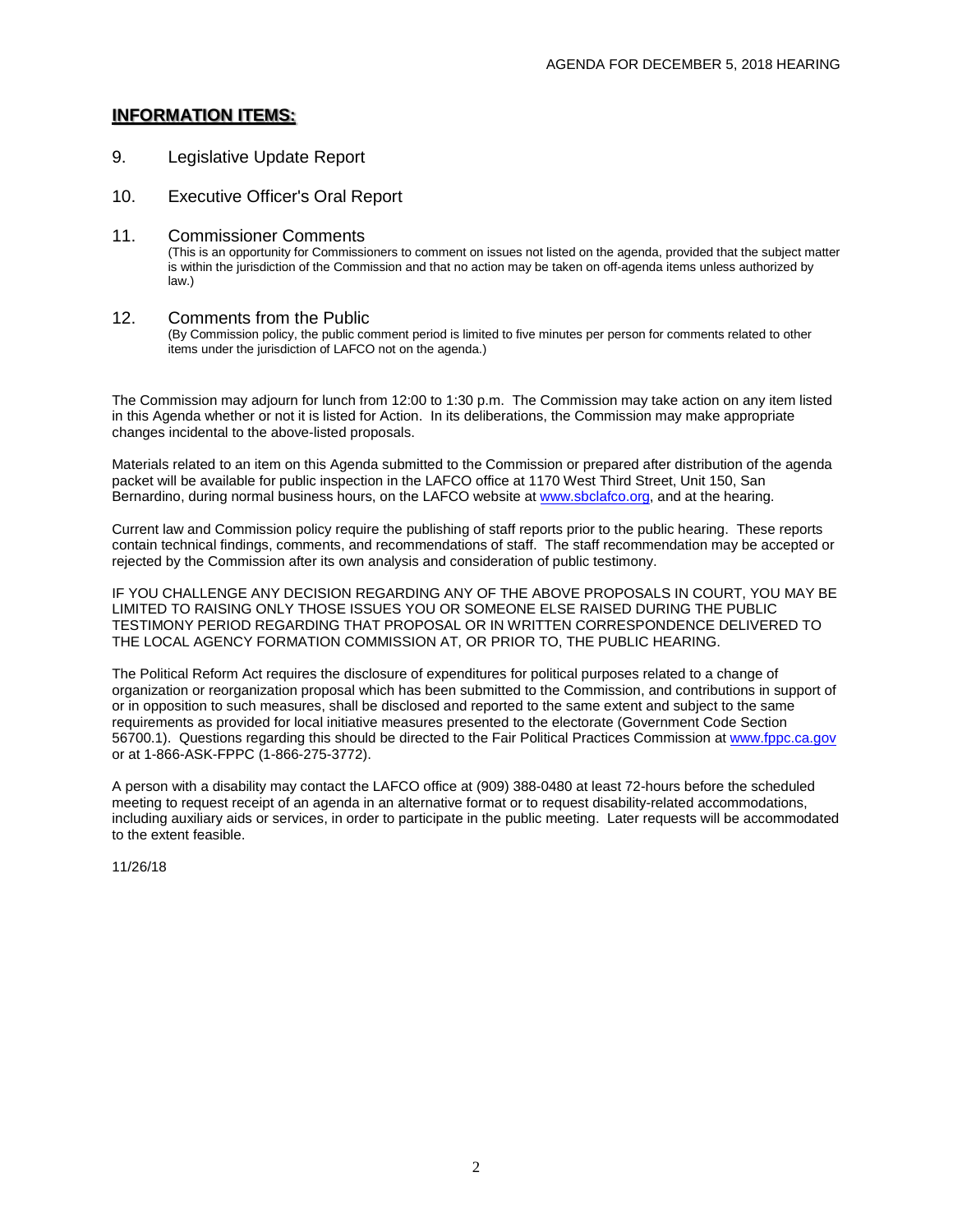## INFORMATION ITEMS:

9. Legislative Update Report

10. Executive Officer's Oral Report

11. Commissioner Comments
(This is an opportunity for Commissioners to comment on issues not listed on the agenda, provided that the subject matter is within the jurisdiction of the Commission and that no action may be taken on off-agenda items unless authorized by law.)

12. Comments from the Public
(By Commission policy, the public comment period is limited to five minutes per person for comments related to other items under the jurisdiction of LAFCO not on the agenda.)

The Commission may adjourn for lunch from 12:00 to 1:30 p.m. The Commission may take action on any item listed in this Agenda whether or not it is listed for Action. In its deliberations, the Commission may make appropriate changes incidental to the above-listed proposals.

Materials related to an item on this Agenda submitted to the Commission or prepared after distribution of the agenda packet will be available for public inspection in the LAFCO office at 1170 West Third Street, Unit 150, San Bernardino, during normal business hours, on the LAFCO website at www.sbclafco.org, and at the hearing.

Current law and Commission policy require the publishing of staff reports prior to the public hearing. These reports contain technical findings, comments, and recommendations of staff. The staff recommendation may be accepted or rejected by the Commission after its own analysis and consideration of public testimony.

IF YOU CHALLENGE ANY DECISION REGARDING ANY OF THE ABOVE PROPOSALS IN COURT, YOU MAY BE LIMITED TO RAISING ONLY THOSE ISSUES YOU OR SOMEONE ELSE RAISED DURING THE PUBLIC TESTIMONY PERIOD REGARDING THAT PROPOSAL OR IN WRITTEN CORRESPONDENCE DELIVERED TO THE LOCAL AGENCY FORMATION COMMISSION AT, OR PRIOR TO, THE PUBLIC HEARING.

The Political Reform Act requires the disclosure of expenditures for political purposes related to a change of organization or reorganization proposal which has been submitted to the Commission, and contributions in support of or in opposition to such measures, shall be disclosed and reported to the same extent and subject to the same requirements as provided for local initiative measures presented to the electorate (Government Code Section 56700.1). Questions regarding this should be directed to the Fair Political Practices Commission at www.fppc.ca.gov or at 1-866-ASK-FPPC (1-866-275-3772).

A person with a disability may contact the LAFCO office at (909) 388-0480 at least 72-hours before the scheduled meeting to request receipt of an agenda in an alternative format or to request disability-related accommodations, including auxiliary aids or services, in order to participate in the public meeting. Later requests will be accommodated to the extent feasible.

11/26/18